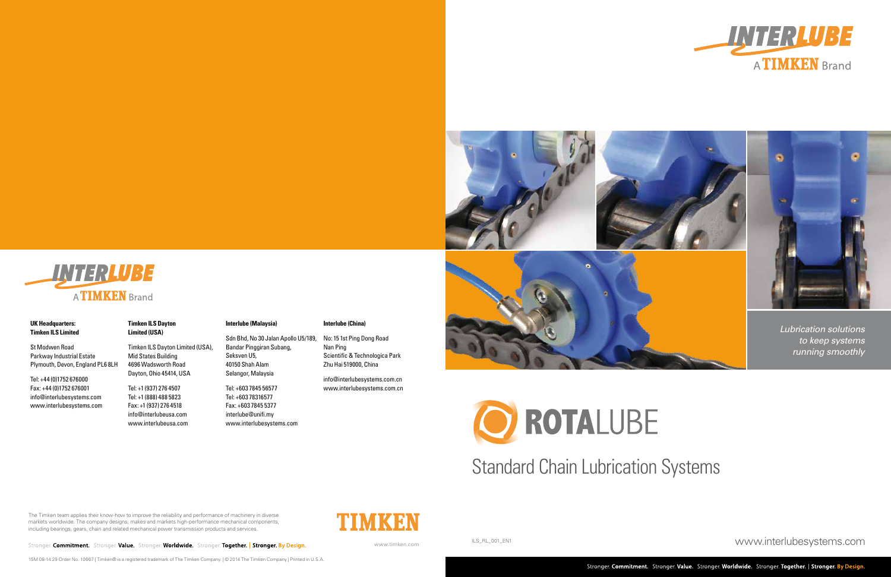INTERLUBE
A TIMKEN Brand

*Lubrication solutions to keep systems running smoothly*

# ROTALUBE

## Standard Chain Lubrication Systems

ILS_RL_001_EN1

www.interlubesystems.com

Stronger. **Commitment.** Stronger. **Value.** Stronger. **Worldwide.** Stronger. **Together.** | **Stronger. By Design.**

INTERLUBE
A TIMKEN Brand

**UK Headquarters: Timken ILS Limited**

St Modwen Road
Parkway Industrial Estate
Plymouth, Devon, England PL6 8LH

Tel: +44 (0)1752 676000
Fax: +44 (0)1752 676001
info@interlubesystems.com
www.interlubesystems.com

**Timken ILS Dayton Limited (USA)**

Timken ILS Dayton Limited (USA),
Mid States Building
4696 Wadsworth Road
Dayton, Ohio 45414, USA

Tel: +1 (937) 276 4507
Tel: +1 (888) 488 5823
Fax: +1 (937) 276 4518
info@interlubeusa.com
www.interlubeusa.com

**Interlube (Malaysia)**

Sdn Bhd, No 30 Jalan Apollo U5/189,
Bandar Pinggiran Subang,
Seksven U5,
40150 Shah Alam
Selangor, Malaysia

Tel: +603 7845 56577
Tel: +603 78316577
Fax: +603 7845 5377
interlube@unifi.my
www.interlubesystems.com

**Interlube (China)**

No: 15 1st Ping Dong Road
Nan Ping
Scientific & Technologica Park
Zhu Hai 519000, China

info@interlubesystems.com.cn
www.interlubesystems.com.cn

The Timken team applies their know-how to improve the reliability and performance of machinery in diverse markets worldwide. The company designs, makes and markets high-performance mechanical components, including bearings, gears, chain and related mechanical power transmission products and services.

TIMKEN

Stronger. **Commitment.** Stronger. **Value.** Stronger. **Worldwide.** Stronger. **Together.** | **Stronger. By Design.**

www.timken.com

15M 08-14:29 Order No. 10667 | Timken® is a registered trademark of The Timken Company. | © 2014 The Timken Company | Printed in U.S.A.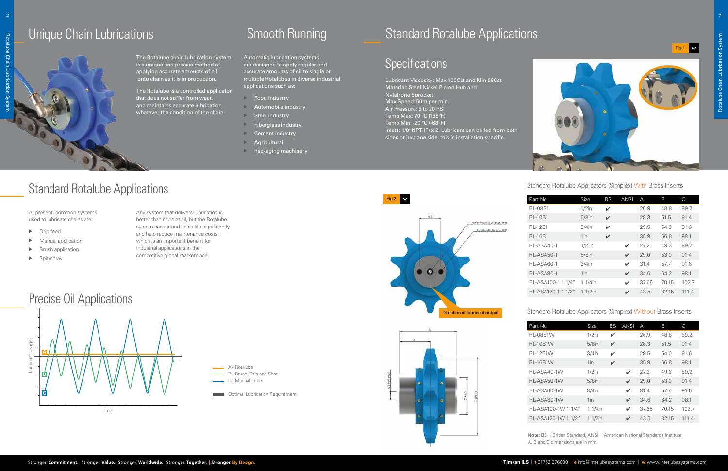# Unique Chain Lubrications

The Rotalube chain lubrication system is a unique and precise method of applying accurate amounts of oil onto chain as it is in production.

The Rotalube is a controlled applicator that does not suffer from wear, and maintains accurate lubrication whatever the condition of the chain.

# Smooth Running

Automatic lubrication systems are designed to apply regular and accurate amounts of oil to single or multiple Rotalubes in diverse industrial applications such as:

- Food industry
- Automobile industry
- Steel industry
- Fiberglass industry
- Cement industry
- Agricultural
- Packaging machinery

# Standard Rotalube Applications

At present, common systems used to lubricate chains are:

- Drip feed
- Manual application
- Brush application
- Spit/spray

Any system that delivers lubrication is better than none at all, but the Rotalube system can extend chain life significantly and help reduce maintenance costs, which is an important benefit for Industrial applications in the competitive global marketplace.

# Precise Oil Applications

Lubricant Usage / Time

- A - Rotalube
- B - Brush, Drip and Shot
- C - Manual Lube
- Optimal Lubrication Requirement

# Standard Rotalube Applications

## Specifications

Lubricant Viscosity: Max 100Cst and Min 68Cst
Material: Steel Nickel Plated Hub and Nylatrone Sprocket
Max Speed: 50m per min.
Air Pressure: 5 to 20 PSI
Temp Max: 70 °C (158°F)
Temp Min: -20 °C (-68°F)
Inlets: 1/8"NPT (F) x 2. Lubricant can be fed from both sides or just one side, this is installation specific.

Fig 1

Fig 2

Direction of lubricant output

### Standard Rotalube Applicators (Simplex) With Brass Inserts

| Part No | Size | BS | ANSI | A | B | C |
|---|---|---|---|---|---|---|
| RL-08B1 | 1/2in | ✔ | | 26.9 | 48.8 | 89.2 |
| RL-10B1 | 5/8in | ✔ | | 28.3 | 51.5 | 91.4 |
| RL-12B1 | 3/4in | ✔ | | 29.5 | 54.0 | 91.6 |
| RL-16B1 | 1in | ✔ | | 35.9 | 66.8 | 98.1 |
| RL-ASA40-1 | 1/2 in | | ✔ | 27.2 | 49.3 | 89.2 |
| RL-ASA50-1 | 5/8in | | ✔ | 29.0 | 53.0 | 91.4 |
| RL-ASA60-1 | 3/4in | | ✔ | 31.4 | 57.7 | 91.6 |
| RL-ASA80-1 | 1in | | ✔ | 34.6 | 64.2 | 98.1 |
| RL-ASA100-1 1 1/4" | 1 1/4in | | ✔ | 37.65 | 70.15 | 102.7 |
| RL-ASA120-1 1 1/2" | 1 1/2in | | ✔ | 43.5 | 82.15 | 111.4 |

### Standard Rotalube Applicators (Simplex) Without Brass Inserts

| Part No | Size | BS | ANSI | A | B | C |
|---|---|---|---|---|---|---|
| RL-08B1W | 1/2in | ✔ | | 26.9 | 48.8 | 89.2 |
| RL-10B1W | 5/8in | ✔ | | 28.3 | 51.5 | 91.4 |
| RL-12B1W | 3/4in | ✔ | | 29.5 | 54.0 | 91.6 |
| RL-16B1W | 1in | ✔ | | 35.9 | 66.8 | 98.1 |
| RL-ASA40-1W | 1/2in | | ✔ | 27.2 | 49.3 | 89.2 |
| RL-ASA50-1W | 5/8in | | ✔ | 29.0 | 53.0 | 91.4 |
| RL-ASA60-1W | 3/4in | | ✔ | 31.4 | 57.7 | 91.6 |
| RL-ASA80-1W | 1in | | ✔ | 34.6 | 64.2 | 98.1 |
| RL-ASA100-1W 1 1/4" | 1 1/4in | | ✔ | 37.65 | 70.15 | 102.7 |
| RL-ASA120-1W 1 1/2" | 1 1/2in | | ✔ | 43.5 | 82.15 | 111.4 |

**Note:** BS = British Standard, ANSI = American National Standards Institute
A, B and C dimensions are in mm.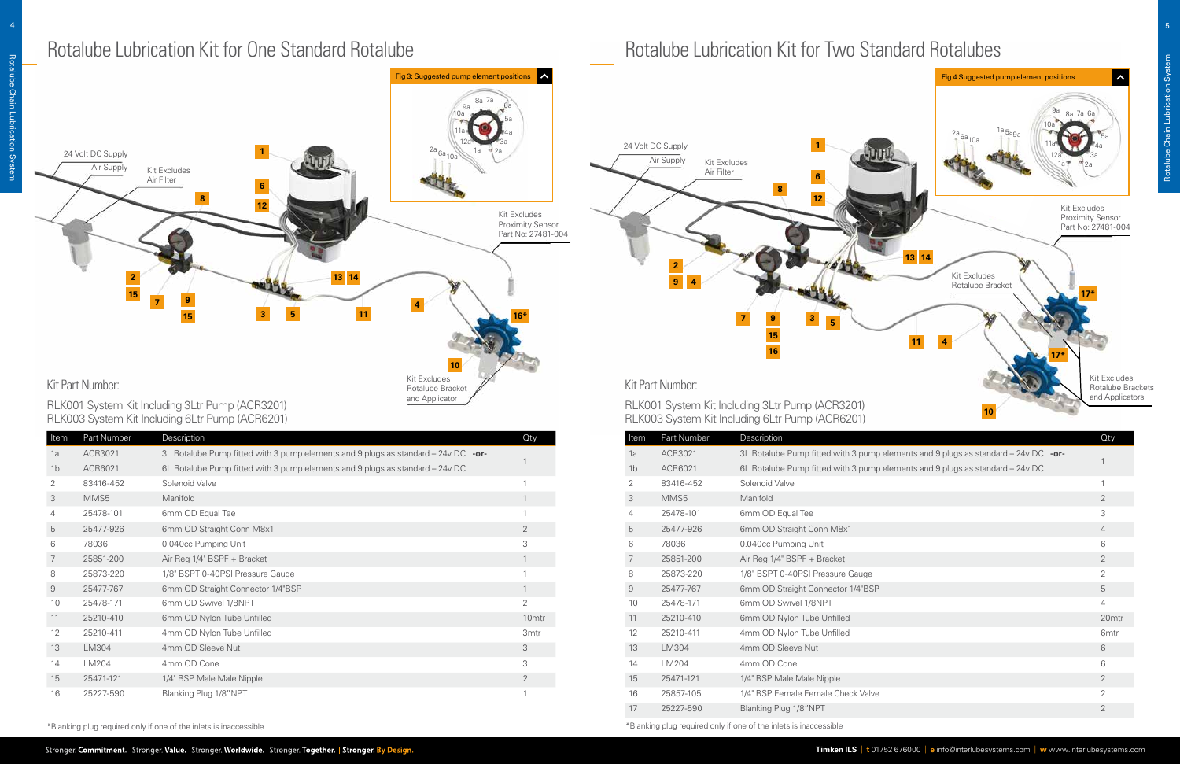# Rotalube Lubrication Kit for One Standard Rotalube

Fig 3: Suggested pump element positions

24 Volt DC Supply

Air Supply

Kit Excludes Air Filter

Kit Excludes Proximity Sensor Part No: 27481-004

Kit Excludes Rotalube Bracket and Applicator

## Kit Part Number:

RLK001 System Kit Including 3Ltr Pump (ACR3201)
RLK003 System Kit Including 6Ltr Pump (ACR6201)

| Item | Part Number | Description | Qty |
|---|---|---|---|
| 1a | ACR3021 | 3L Rotalube Pump fitted with 3 pump elements and 9 plugs as standard – 24v DC **-or-** | 1 |
| 1b | ACR6021 | 6L Rotalube Pump fitted with 3 pump elements and 9 plugs as standard – 24v DC | |
| 2 | 83416-452 | Solenoid Valve | 1 |
| 3 | MMS5 | Manifold | 1 |
| 4 | 25478-101 | 6mm OD Equal Tee | 1 |
| 5 | 25477-926 | 6mm OD Straight Conn M8x1 | 2 |
| 6 | 78036 | 0.040cc Pumping Unit | 3 |
| 7 | 25851-200 | Air Reg 1/4" BSPF + Bracket | 1 |
| 8 | 25873-220 | 1/8" BSPT 0-40PSI Pressure Gauge | 1 |
| 9 | 25477-767 | 6mm OD Straight Connector 1/4"BSP | 1 |
| 10 | 25478-171 | 6mm OD Swivel 1/8NPT | 2 |
| 11 | 25210-410 | 6mm OD Nylon Tube Unfilled | 10mtr |
| 12 | 25210-411 | 4mm OD Nylon Tube Unfilled | 3mtr |
| 13 | LM304 | 4mm OD Sleeve Nut | 3 |
| 14 | LM204 | 4mm OD Cone | 3 |
| 15 | 25471-121 | 1/4" BSP Male Male Nipple | 2 |
| 16 | 25227-590 | Blanking Plug 1/8"NPT | 1 |

*Blanking plug required only if one of the inlets is inaccessible

# Rotalube Lubrication Kit for Two Standard Rotalubes

Fig 4 Suggested pump element positions

24 Volt DC Supply

Air Supply

Kit Excludes Air Filter

Kit Excludes Proximity Sensor Part No: 27481-004

Kit Excludes Rotalube Bracket

Kit Excludes Rotalube Brackets and Applicators

## Kit Part Number:

RLK001 System Kit Including 3Ltr Pump (ACR3201)
RLK003 System Kit Including 6Ltr Pump (ACR6201)

| Item | Part Number | Description | Qty |
|---|---|---|---|
| 1a | ACR3021 | 3L Rotalube Pump fitted with 3 pump elements and 9 plugs as standard – 24v DC **-or-** | 1 |
| 1b | ACR6021 | 6L Rotalube Pump fitted with 3 pump elements and 9 plugs as standard – 24v DC | |
| 2 | 83416-452 | Solenoid Valve | 1 |
| 3 | MMS5 | Manifold | 2 |
| 4 | 25478-101 | 6mm OD Equal Tee | 3 |
| 5 | 25477-926 | 6mm OD Straight Conn M8x1 | 4 |
| 6 | 78036 | 0.040cc Pumping Unit | 6 |
| 7 | 25851-200 | Air Reg 1/4" BSPF + Bracket | 2 |
| 8 | 25873-220 | 1/8" BSPT 0-40PSI Pressure Gauge | 2 |
| 9 | 25477-767 | 6mm OD Straight Connector 1/4"BSP | 5 |
| 10 | 25478-171 | 6mm OD Swivel 1/8NPT | 4 |
| 11 | 25210-410 | 6mm OD Nylon Tube Unfilled | 20mtr |
| 12 | 25210-411 | 4mm OD Nylon Tube Unfilled | 6mtr |
| 13 | LM304 | 4mm OD Sleeve Nut | 6 |
| 14 | LM204 | 4mm OD Cone | 6 |
| 15 | 25471-121 | 1/4" BSP Male Male Nipple | 2 |
| 16 | 25857-105 | 1/4" BSP Female Female Check Valve | 2 |
| 17 | 25227-590 | Blanking Plug 1/8"NPT | 2 |

*Blanking plug required only if one of the inlets is inaccessible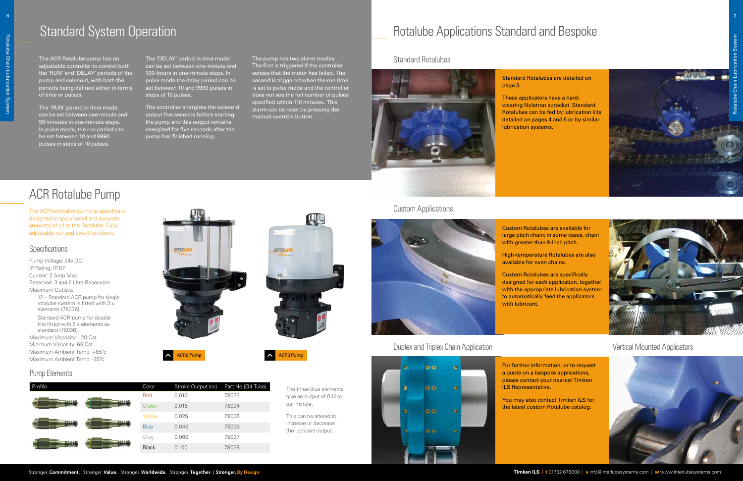# Standard System Operation

The ACR Rotalube pump has an adjustable controller to control both the 'RUN' and 'DELAY' periods of the pump and solenoid, with both the periods being defined either in terms of time or pulses.

The 'RUN' period in time mode can be set between one minute and 99 minutes in one-minute steps. In pulse mode, the run period can be set between 10 and 9990 pulses in steps of 10 pulses.

The 'DELAY' period in time mode can be set between one-minute and 100-hours in one-minute steps. In pulse mode the delay period can be set between 10 and 9990 pulses in steps of 10 pulses.

The controller energizes the solenoid output five seconds before starting the pump and this output remains energized for five seconds after the pump has finished running.

The pump has two alarm modes. The first is triggered if the controller senses that the motor has failed. The second is triggered when the run time is set to pulse mode and the controller does not see the full number of pulses specified within 110 minutes. This alarm can be reset by pressing the manual override button.

# ACR Rotalube Pump

The ACR lubrication pump is specifically designed to apply small and accurate amounts of oil to the Rotalube. Fully adjustable run and dwell functions.

## Specifications

Pump Voltage: 24v DC
IP Rating: IP 67
Current: 2 Amp Max
Reservoir: 3 and 6 Litre Reservoirs
Maximum Outlets:

- 12 – Standard ACR pump for single rotalube system is fitted with 3 x elements (78036).
- Standard ACR pump for double kits fitted with 6 x elements as standard (78036).

Maximum Viscosity: 120 Cst
Minimum Viscosity: 68 Cst
Maximum Ambient Temp: +65°c
Maximum Ambient Temp: -35°c

ACR6 Pump

ACR3 Pump

## Pump Elements

| Profile | Color | Stroke Output (cc) | Part No (Ø4 Tube) |
|---|---|---|---|
| | Red | 0.010 | 78033 |
| | Green | 0.015 | 78034 |
| | Yellow | 0.025 | 78035 |
| | Blue | 0.040 | 78036 |
| | Grey | 0.060 | 78037 |
| | Black | 0.100 | 78038 |

The three blue elements give an output of 0.12cc per minute.

This can be altered to increase or decrease the lubricant output.

# Rotalube Applications Standard and Bespoke

## Standard Rotalubes

Standard Rotalubes are detailed on page 3.

These applicators have a hard-wearing Nylatron sprocket. Standard Rotalubes can be fed by lubrication kits detailed on pages 4 and 5 or by similar lubrication systems.

## Custom Applications

Custom Rotalubes are available for large pitch chain; in some cases, chain with greater than 9-inch pitch.

High-temperature Rotalubes are also available for oven chains.

Custom Rotalubes are specifically designed for each application, together with the appropriate lubrication system to automatically feed the applicators with lubricant.

## Duplex and Triplex Chain Application

For further information, or to request a quote on a bespoke applications, please contact your nearest Timken ILS Representative.

You may also contact Timken ILS for the latest custom Rotalube catalog.

## Vertical Mounted Applicators

Stronger. **Commitment.** Stronger. **Value.** Stronger. **Worldwide.** Stronger. **Together.** | **Stronger. By Design.**

**Timken ILS** | **t** 01752 676000 | **e** info@interlubesystems.com | **w** www.interlubesystems.com